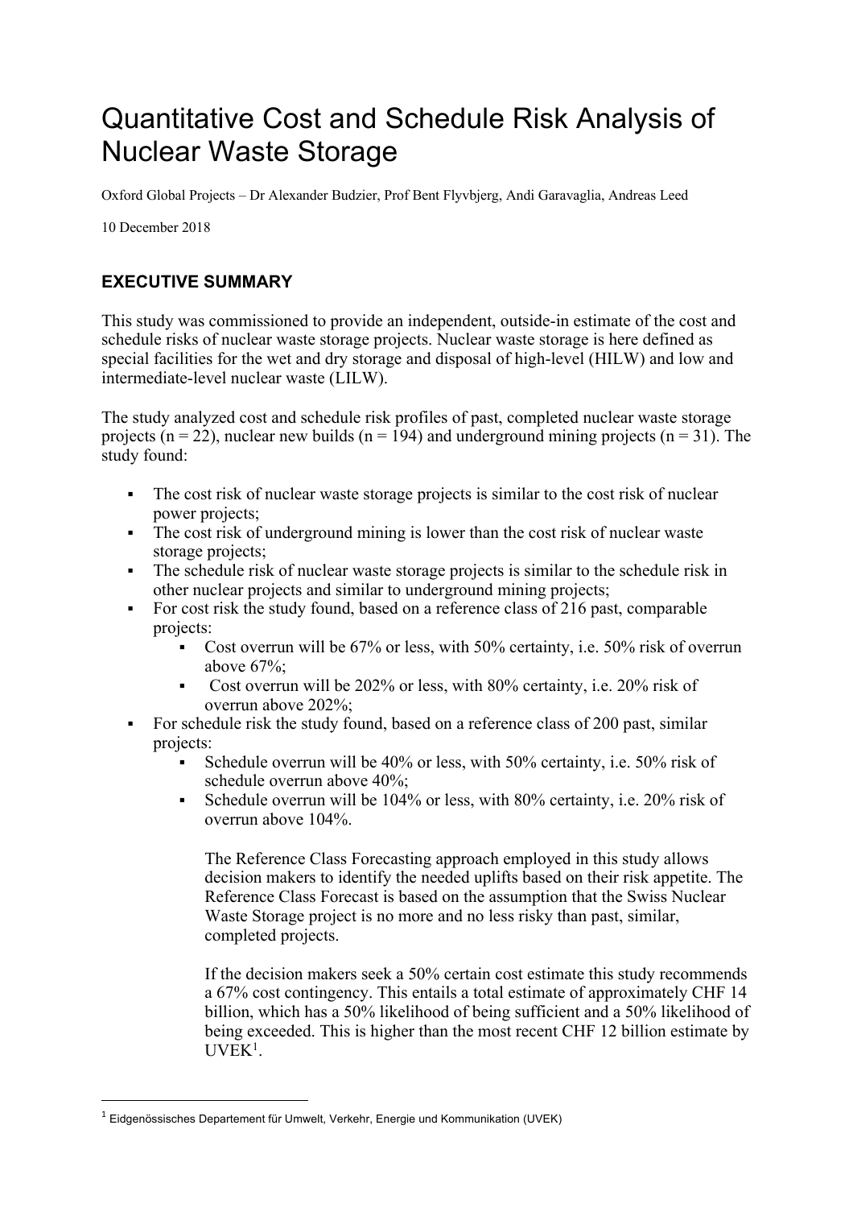# Quantitative Cost and Schedule Risk Analysis of Nuclear Waste Storage

Oxford Global Projects – Dr Alexander Budzier, Prof Bent Flyvbjerg, Andi Garavaglia, Andreas Leed

10 December 2018

## EXECUTIVE SUMMARY

This study was commissioned to provide an independent, outside-in estimate of the cost and schedule risks of nuclear waste storage projects. Nuclear waste storage is here defined as special facilities for the wet and dry storage and disposal of high-level (HILW) and low and intermediate-level nuclear waste (LILW).

The study analyzed cost and schedule risk profiles of past, completed nuclear waste storage projects (n = 22), nuclear new builds (n = 194) and underground mining projects (n = 31). The study found:

- The cost risk of nuclear waste storage projects is similar to the cost risk of nuclear power projects;
- The cost risk of underground mining is lower than the cost risk of nuclear waste storage projects;
- The schedule risk of nuclear waste storage projects is similar to the schedule risk in other nuclear projects and similar to underground mining projects;
- For cost risk the study found, based on a reference class of 216 past, comparable projects:
  - Cost overrun will be 67% or less, with 50% certainty, i.e. 50% risk of overrun above 67%;
  - Cost overrun will be 202% or less, with 80% certainty, i.e. 20% risk of overrun above 202%;
- For schedule risk the study found, based on a reference class of 200 past, similar projects:
  - Schedule overrun will be 40% or less, with 50% certainty, i.e. 50% risk of schedule overrun above 40%;
  - Schedule overrun will be 104% or less, with 80% certainty, i.e. 20% risk of overrun above 104%.

    The Reference Class Forecasting approach employed in this study allows decision makers to identify the needed uplifts based on their risk appetite. The Reference Class Forecast is based on the assumption that the Swiss Nuclear Waste Storage project is no more and no less risky than past, similar, completed projects.

    If the decision makers seek a 50% certain cost estimate this study recommends a 67% cost contingency. This entails a total estimate of approximately CHF 14 billion, which has a 50% likelihood of being sufficient and a 50% likelihood of being exceeded. This is higher than the most recent CHF 12 billion estimate by UVEK[1].

[1] Eidgenössisches Departement für Umwelt, Verkehr, Energie und Kommunikation (UVEK)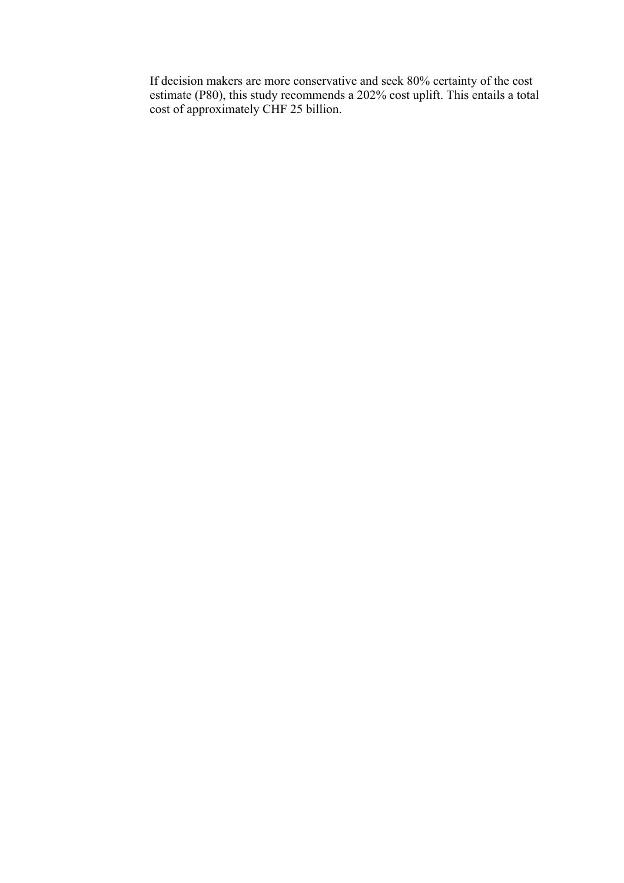If decision makers are more conservative and seek 80% certainty of the cost estimate (P80), this study recommends a 202% cost uplift. This entails a total cost of approximately CHF 25 billion.